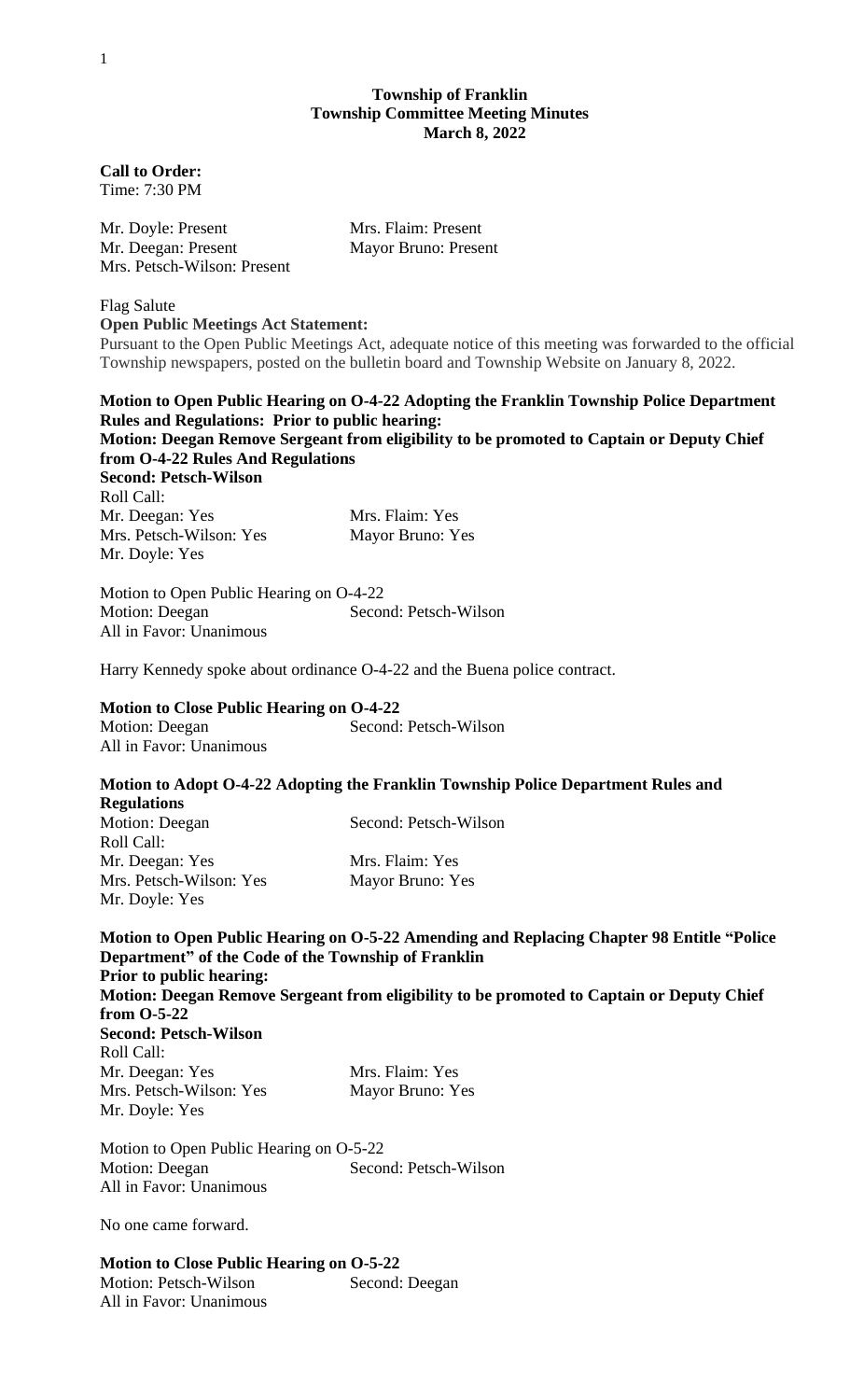**Township of Franklin**
**Township Committee Meeting Minutes**
**March 8, 2022**

**Call to Order:**
Time: 7:30 PM

Mr. Doyle: Present
Mrs. Flaim: Present
Mr. Deegan: Present
Mayor Bruno: Present
Mrs. Petsch-Wilson: Present

Flag Salute

**Open Public Meetings Act Statement:**
Pursuant to the Open Public Meetings Act, adequate notice of this meeting was forwarded to the official Township newspapers, posted on the bulletin board and Township Website on January 8, 2022.

**Motion to Open Public Hearing on O-4-22 Adopting the Franklin Township Police Department Rules and Regulations: Prior to public hearing:**
**Motion: Deegan Remove Sergeant from eligibility to be promoted to Captain or Deputy Chief from O-4-22 Rules And Regulations**
**Second: Petsch-Wilson**
Roll Call:
Mr. Deegan: Yes
Mrs. Flaim: Yes
Mrs. Petsch-Wilson: Yes
Mayor Bruno: Yes
Mr. Doyle: Yes

Motion to Open Public Hearing on O-4-22
Motion: Deegan
Second: Petsch-Wilson
All in Favor: Unanimous

Harry Kennedy spoke about ordinance O-4-22 and the Buena police contract.

**Motion to Close Public Hearing on O-4-22**
Motion: Deegan
Second: Petsch-Wilson
All in Favor: Unanimous

**Motion to Adopt O-4-22 Adopting the Franklin Township Police Department Rules and Regulations**
Motion: Deegan
Second: Petsch-Wilson
Roll Call:
Mr. Deegan: Yes
Mrs. Flaim: Yes
Mrs. Petsch-Wilson: Yes
Mayor Bruno: Yes
Mr. Doyle: Yes

**Motion to Open Public Hearing on O-5-22 Amending and Replacing Chapter 98 Entitle "Police Department" of the Code of the Township of Franklin**
**Prior to public hearing:**
**Motion: Deegan Remove Sergeant from eligibility to be promoted to Captain or Deputy Chief from O-5-22**
**Second: Petsch-Wilson**
Roll Call:
Mr. Deegan: Yes
Mrs. Flaim: Yes
Mrs. Petsch-Wilson: Yes
Mayor Bruno: Yes
Mr. Doyle: Yes

Motion to Open Public Hearing on O-5-22
Motion: Deegan
Second: Petsch-Wilson
All in Favor: Unanimous

No one came forward.

**Motion to Close Public Hearing on O-5-22**
Motion: Petsch-Wilson
Second: Deegan
All in Favor: Unanimous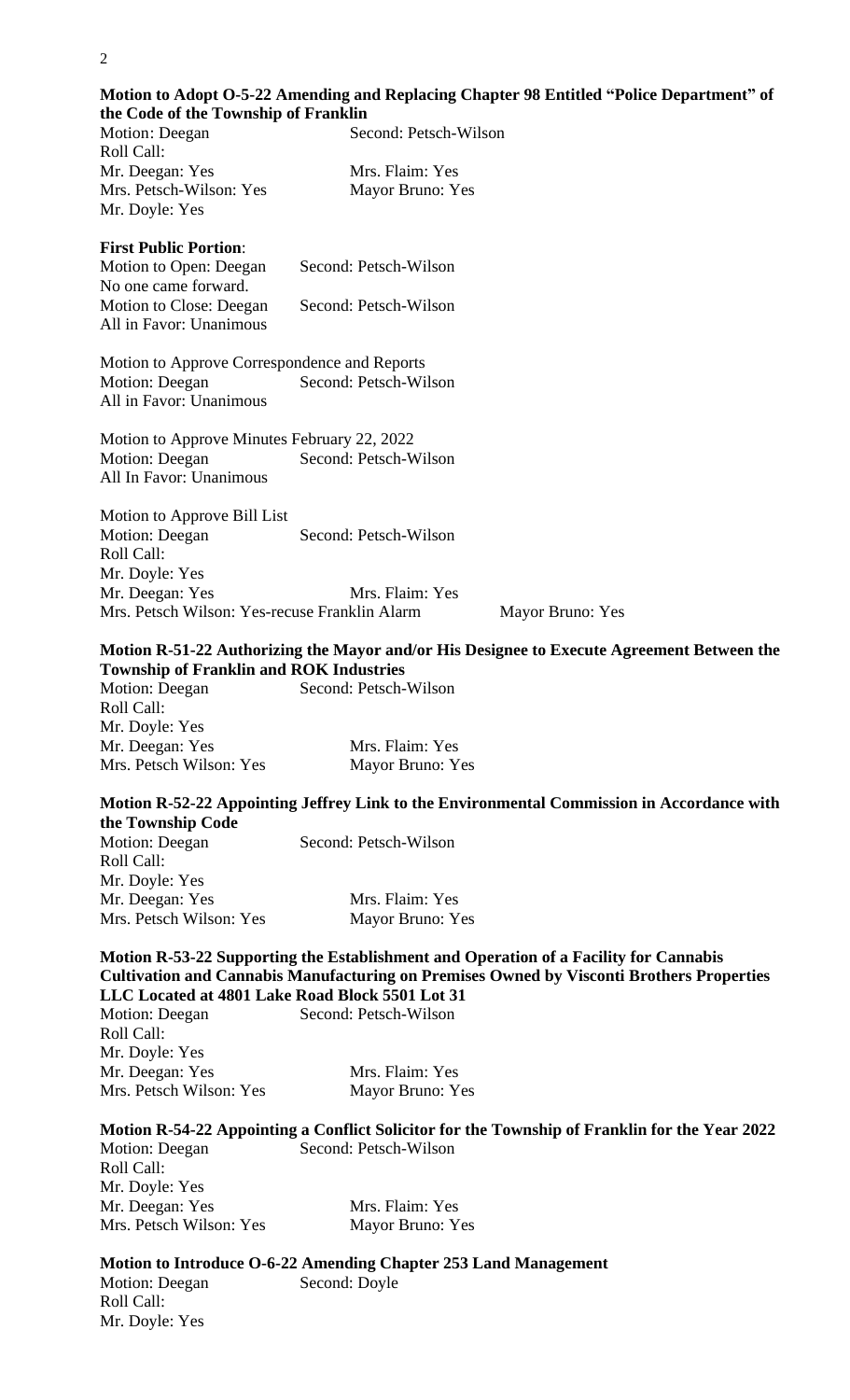**Motion to Adopt O-5-22 Amending and Replacing Chapter 98 Entitled "Police Department" of the Code of the Township of Franklin**

Motion: Deegan Second: Petsch-Wilson
Roll Call:
Mr. Deegan: Yes Mrs. Flaim: Yes
Mrs. Petsch-Wilson: Yes Mayor Bruno: Yes
Mr. Doyle: Yes

**First Public Portion**:
Motion to Open: Deegan Second: Petsch-Wilson
No one came forward.
Motion to Close: Deegan Second: Petsch-Wilson
All in Favor: Unanimous

Motion to Approve Correspondence and Reports
Motion: Deegan Second: Petsch-Wilson
All in Favor: Unanimous

Motion to Approve Minutes February 22, 2022
Motion: Deegan Second: Petsch-Wilson
All In Favor: Unanimous

Motion to Approve Bill List
Motion: Deegan Second: Petsch-Wilson
Roll Call:
Mr. Doyle: Yes
Mr. Deegan: Yes Mrs. Flaim: Yes
Mrs. Petsch Wilson: Yes-recuse Franklin Alarm Mayor Bruno: Yes

**Motion R-51-22 Authorizing the Mayor and/or His Designee to Execute Agreement Between the Township of Franklin and ROK Industries**

Motion: Deegan Second: Petsch-Wilson
Roll Call:
Mr. Doyle: Yes
Mr. Deegan: Yes Mrs. Flaim: Yes
Mrs. Petsch Wilson: Yes Mayor Bruno: Yes

**Motion R-52-22 Appointing Jeffrey Link to the Environmental Commission in Accordance with the Township Code**

Motion: Deegan Second: Petsch-Wilson
Roll Call:
Mr. Doyle: Yes
Mr. Deegan: Yes Mrs. Flaim: Yes
Mrs. Petsch Wilson: Yes Mayor Bruno: Yes

**Motion R-53-22 Supporting the Establishment and Operation of a Facility for Cannabis Cultivation and Cannabis Manufacturing on Premises Owned by Visconti Brothers Properties LLC Located at 4801 Lake Road Block 5501 Lot 31**

Motion: Deegan Second: Petsch-Wilson
Roll Call:
Mr. Doyle: Yes
Mr. Deegan: Yes Mrs. Flaim: Yes
Mrs. Petsch Wilson: Yes Mayor Bruno: Yes

**Motion R-54-22 Appointing a Conflict Solicitor for the Township of Franklin for the Year 2022**

Motion: Deegan Second: Petsch-Wilson
Roll Call:
Mr. Doyle: Yes
Mr. Deegan: Yes Mrs. Flaim: Yes
Mrs. Petsch Wilson: Yes Mayor Bruno: Yes

**Motion to Introduce O-6-22 Amending Chapter 253 Land Management**

Motion: Deegan Second: Doyle
Roll Call:
Mr. Doyle: Yes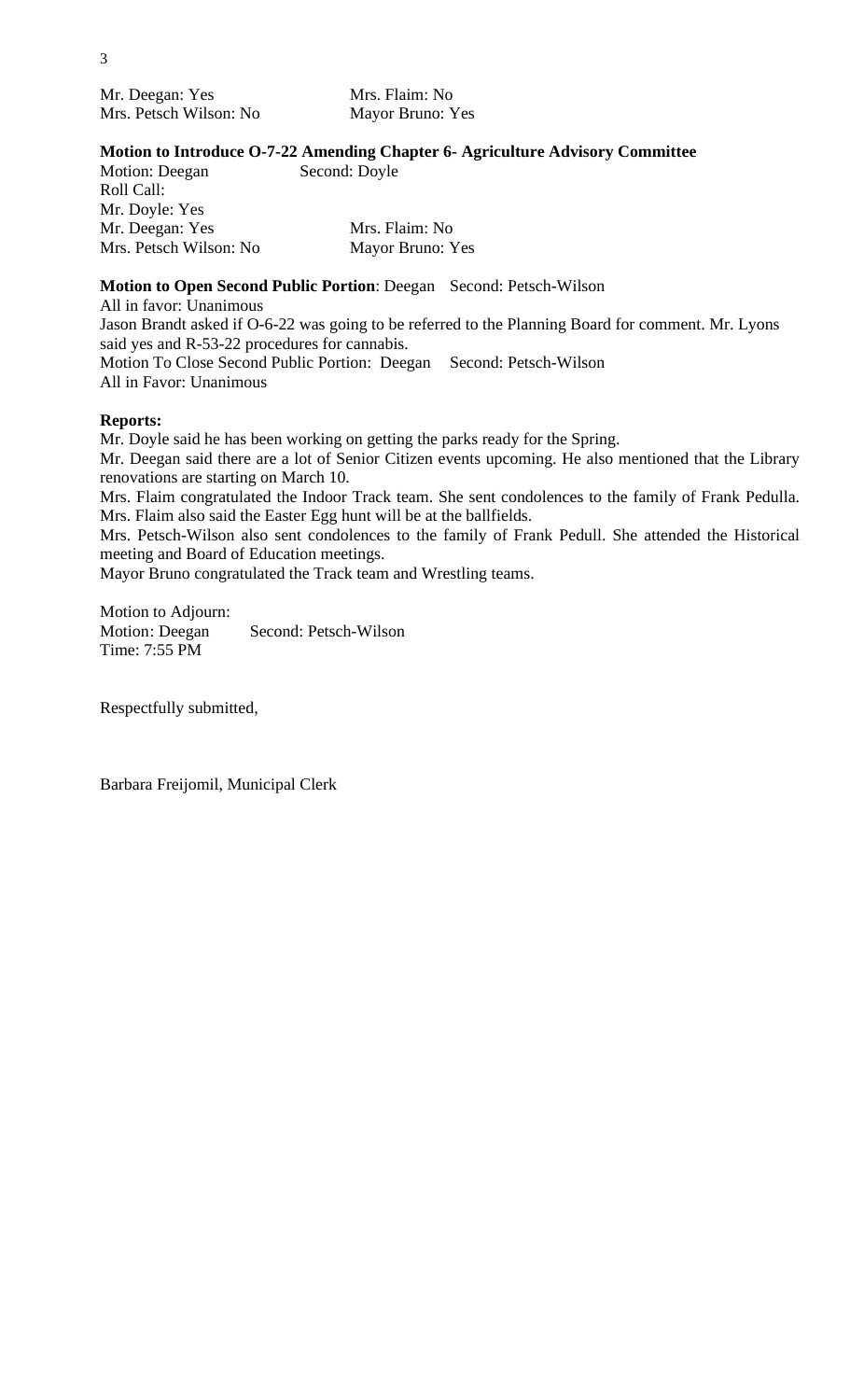Mr. Deegan: Yes Mrs. Flaim: No
Mrs. Petsch Wilson: No Mayor Bruno: Yes

**Motion to Introduce O-7-22 Amending Chapter 6- Agriculture Advisory Committee**

Motion: Deegan Second: Doyle
Roll Call:
Mr. Doyle: Yes
Mr. Deegan: Yes Mrs. Flaim: No
Mrs. Petsch Wilson: No Mayor Bruno: Yes

**Motion to Open Second Public Portion**: Deegan Second: Petsch-Wilson
All in favor: Unanimous
Jason Brandt asked if O-6-22 was going to be referred to the Planning Board for comment. Mr. Lyons said yes and R-53-22 procedures for cannabis.
Motion To Close Second Public Portion: Deegan Second: Petsch-Wilson
All in Favor: Unanimous

**Reports:**

Mr. Doyle said he has been working on getting the parks ready for the Spring.
Mr. Deegan said there are a lot of Senior Citizen events upcoming. He also mentioned that the Library renovations are starting on March 10.
Mrs. Flaim congratulated the Indoor Track team. She sent condolences to the family of Frank Pedulla. Mrs. Flaim also said the Easter Egg hunt will be at the ballfields.
Mrs. Petsch-Wilson also sent condolences to the family of Frank Pedull. She attended the Historical meeting and Board of Education meetings.
Mayor Bruno congratulated the Track team and Wrestling teams.

Motion to Adjourn:
Motion: Deegan Second: Petsch-Wilson
Time: 7:55 PM

Respectfully submitted,

Barbara Freijomil, Municipal Clerk